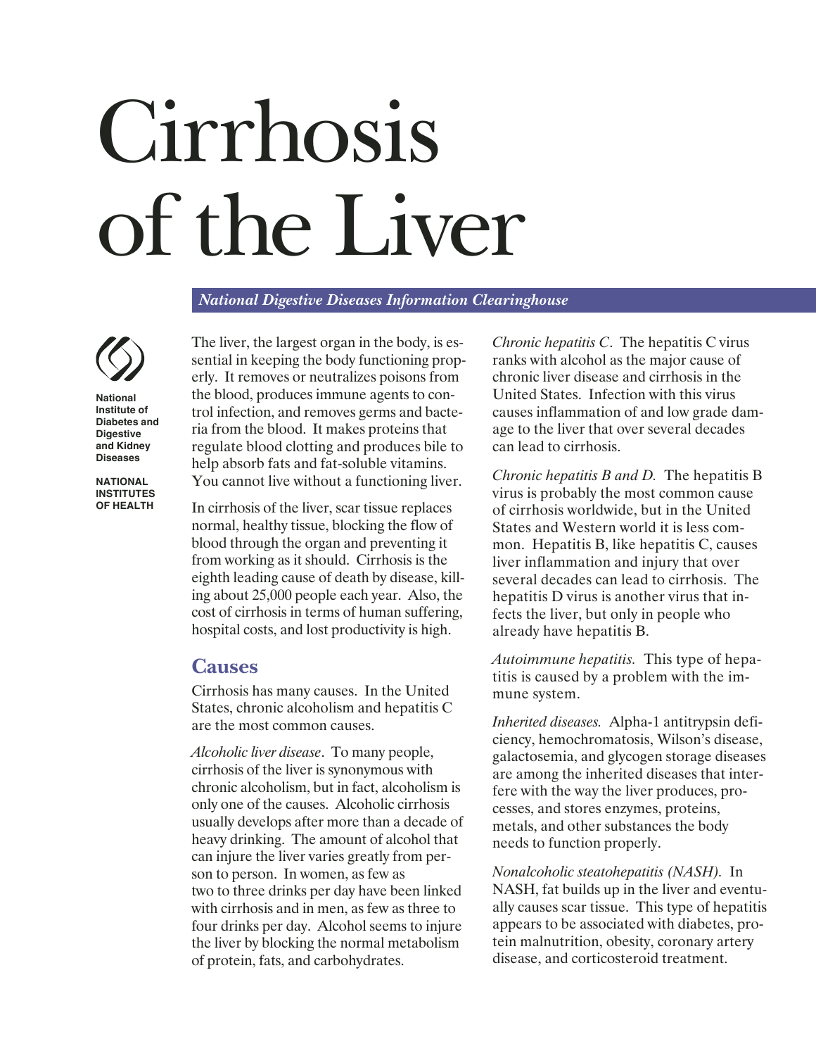# Cirrhosis of the Liver

*National Digestive Diseases Information Clearinghouse*

National Institute of Diabetes and Digestive and Kidney Diseases

NATIONAL INSTITUTES OF HEALTH

The liver, the largest organ in the body, is essential in keeping the body functioning properly. It removes or neutralizes poisons from the blood, produces immune agents to control infection, and removes germs and bacteria from the blood. It makes proteins that regulate blood clotting and produces bile to help absorb fats and fat-soluble vitamins. You cannot live without a functioning liver.

In cirrhosis of the liver, scar tissue replaces normal, healthy tissue, blocking the flow of blood through the organ and preventing it from working as it should. Cirrhosis is the eighth leading cause of death by disease, killing about 25,000 people each year. Also, the cost of cirrhosis in terms of human suffering, hospital costs, and lost productivity is high.

## Causes

Cirrhosis has many causes. In the United States, chronic alcoholism and hepatitis C are the most common causes.

*Alcoholic liver disease*. To many people, cirrhosis of the liver is synonymous with chronic alcoholism, but in fact, alcoholism is only one of the causes. Alcoholic cirrhosis usually develops after more than a decade of heavy drinking. The amount of alcohol that can injure the liver varies greatly from person to person. In women, as few as two to three drinks per day have been linked with cirrhosis and in men, as few as three to four drinks per day. Alcohol seems to injure the liver by blocking the normal metabolism of protein, fats, and carbohydrates.

*Chronic hepatitis C*. The hepatitis C virus ranks with alcohol as the major cause of chronic liver disease and cirrhosis in the United States. Infection with this virus causes inflammation of and low grade damage to the liver that over several decades can lead to cirrhosis.

*Chronic hepatitis B and D.* The hepatitis B virus is probably the most common cause of cirrhosis worldwide, but in the United States and Western world it is less common. Hepatitis B, like hepatitis C, causes liver inflammation and injury that over several decades can lead to cirrhosis. The hepatitis D virus is another virus that infects the liver, but only in people who already have hepatitis B.

*Autoimmune hepatitis.* This type of hepatitis is caused by a problem with the immune system.

*Inherited diseases.* Alpha-1 antitrypsin deficiency, hemochromatosis, Wilson's disease, galactosemia, and glycogen storage diseases are among the inherited diseases that interfere with the way the liver produces, processes, and stores enzymes, proteins, metals, and other substances the body needs to function properly.

*Nonalcoholic steatohepatitis (NASH).* In NASH, fat builds up in the liver and eventually causes scar tissue. This type of hepatitis appears to be associated with diabetes, protein malnutrition, obesity, coronary artery disease, and corticosteroid treatment.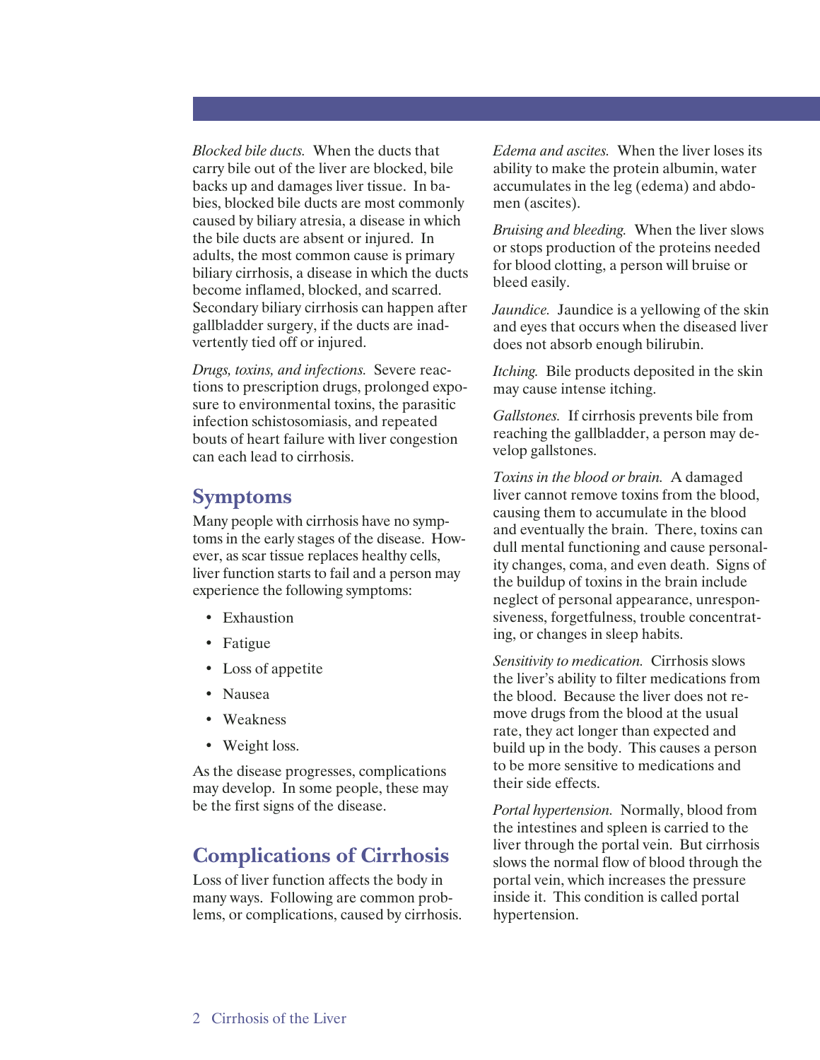*Blocked bile ducts.* When the ducts that carry bile out of the liver are blocked, bile backs up and damages liver tissue. In babies, blocked bile ducts are most commonly caused by biliary atresia, a disease in which the bile ducts are absent or injured. In adults, the most common cause is primary biliary cirrhosis, a disease in which the ducts become inflamed, blocked, and scarred. Secondary biliary cirrhosis can happen after gallbladder surgery, if the ducts are inadvertently tied off or injured.

*Drugs, toxins, and infections.* Severe reactions to prescription drugs, prolonged exposure to environmental toxins, the parasitic infection schistosomiasis, and repeated bouts of heart failure with liver congestion can each lead to cirrhosis.

## Symptoms

Many people with cirrhosis have no symptoms in the early stages of the disease. However, as scar tissue replaces healthy cells, liver function starts to fail and a person may experience the following symptoms:

- Exhaustion
- Fatigue
- Loss of appetite
- Nausea
- Weakness
- Weight loss.

As the disease progresses, complications may develop. In some people, these may be the first signs of the disease.

## Complications of Cirrhosis

Loss of liver function affects the body in many ways. Following are common problems, or complications, caused by cirrhosis.

*Edema and ascites.* When the liver loses its ability to make the protein albumin, water accumulates in the leg (edema) and abdomen (ascites).

*Bruising and bleeding.* When the liver slows or stops production of the proteins needed for blood clotting, a person will bruise or bleed easily.

*Jaundice.* Jaundice is a yellowing of the skin and eyes that occurs when the diseased liver does not absorb enough bilirubin.

*Itching.* Bile products deposited in the skin may cause intense itching.

*Gallstones.* If cirrhosis prevents bile from reaching the gallbladder, a person may develop gallstones.

*Toxins in the blood or brain.* A damaged liver cannot remove toxins from the blood, causing them to accumulate in the blood and eventually the brain. There, toxins can dull mental functioning and cause personality changes, coma, and even death. Signs of the buildup of toxins in the brain include neglect of personal appearance, unresponsiveness, forgetfulness, trouble concentrating, or changes in sleep habits.

*Sensitivity to medication.* Cirrhosis slows the liver's ability to filter medications from the blood. Because the liver does not remove drugs from the blood at the usual rate, they act longer than expected and build up in the body. This causes a person to be more sensitive to medications and their side effects.

*Portal hypertension.* Normally, blood from the intestines and spleen is carried to the liver through the portal vein. But cirrhosis slows the normal flow of blood through the portal vein, which increases the pressure inside it. This condition is called portal hypertension.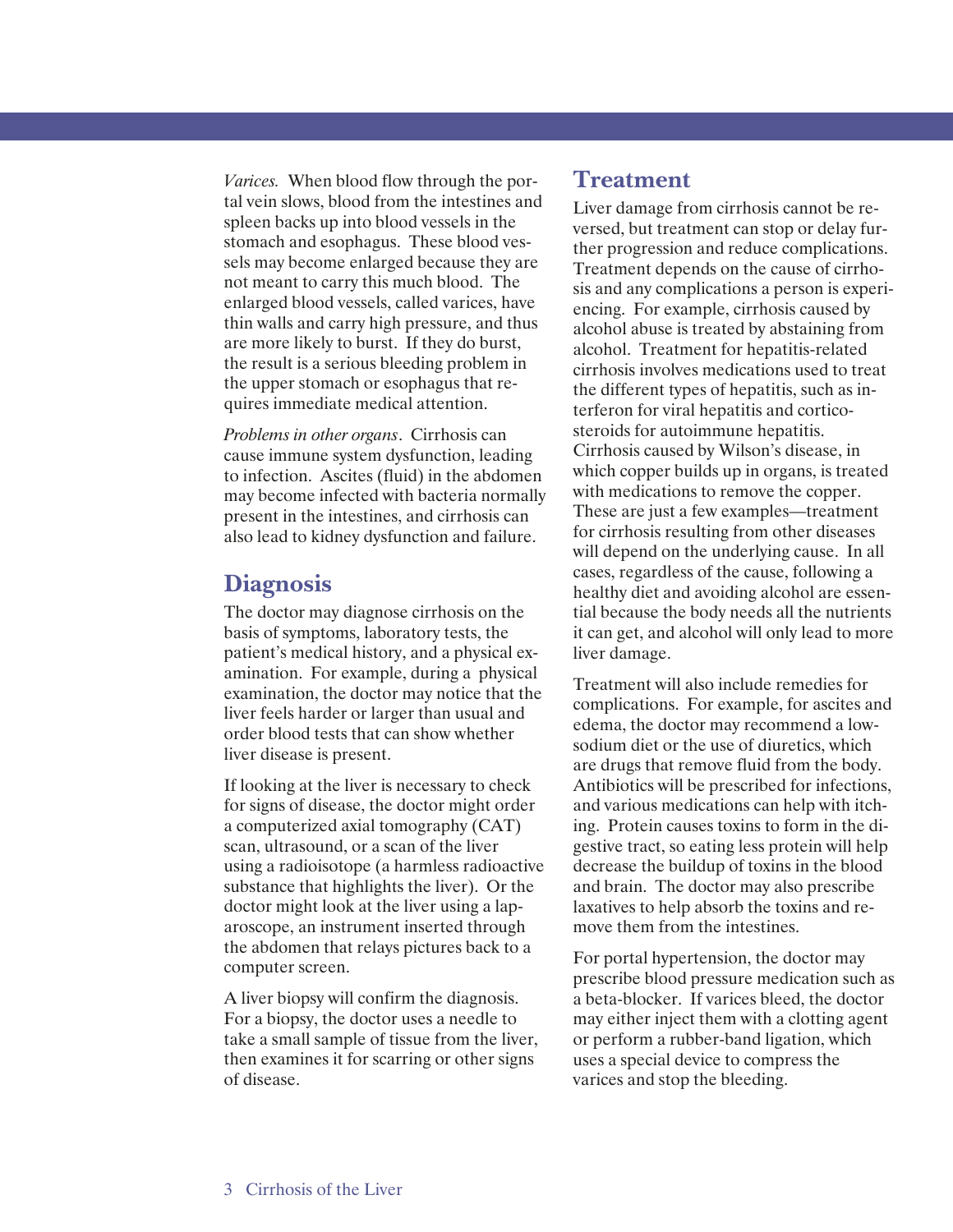*Varices.* When blood flow through the portal vein slows, blood from the intestines and spleen backs up into blood vessels in the stomach and esophagus. These blood vessels may become enlarged because they are not meant to carry this much blood. The enlarged blood vessels, called varices, have thin walls and carry high pressure, and thus are more likely to burst. If they do burst, the result is a serious bleeding problem in the upper stomach or esophagus that requires immediate medical attention.

*Problems in other organs*. Cirrhosis can cause immune system dysfunction, leading to infection. Ascites (fluid) in the abdomen may become infected with bacteria normally present in the intestines, and cirrhosis can also lead to kidney dysfunction and failure.

## Diagnosis

The doctor may diagnose cirrhosis on the basis of symptoms, laboratory tests, the patient's medical history, and a physical examination. For example, during a physical examination, the doctor may notice that the liver feels harder or larger than usual and order blood tests that can show whether liver disease is present.

If looking at the liver is necessary to check for signs of disease, the doctor might order a computerized axial tomography (CAT) scan, ultrasound, or a scan of the liver using a radioisotope (a harmless radioactive substance that highlights the liver). Or the doctor might look at the liver using a laparoscope, an instrument inserted through the abdomen that relays pictures back to a computer screen.

A liver biopsy will confirm the diagnosis. For a biopsy, the doctor uses a needle to take a small sample of tissue from the liver, then examines it for scarring or other signs of disease.

## Treatment

Liver damage from cirrhosis cannot be reversed, but treatment can stop or delay further progression and reduce complications. Treatment depends on the cause of cirrhosis and any complications a person is experiencing. For example, cirrhosis caused by alcohol abuse is treated by abstaining from alcohol. Treatment for hepatitis-related cirrhosis involves medications used to treat the different types of hepatitis, such as interferon for viral hepatitis and corticosteroids for autoimmune hepatitis. Cirrhosis caused by Wilson's disease, in which copper builds up in organs, is treated with medications to remove the copper. These are just a few examples—treatment for cirrhosis resulting from other diseases will depend on the underlying cause. In all cases, regardless of the cause, following a healthy diet and avoiding alcohol are essential because the body needs all the nutrients it can get, and alcohol will only lead to more liver damage.

Treatment will also include remedies for complications. For example, for ascites and edema, the doctor may recommend a low-sodium diet or the use of diuretics, which are drugs that remove fluid from the body. Antibiotics will be prescribed for infections, and various medications can help with itching. Protein causes toxins to form in the digestive tract, so eating less protein will help decrease the buildup of toxins in the blood and brain. The doctor may also prescribe laxatives to help absorb the toxins and remove them from the intestines.

For portal hypertension, the doctor may prescribe blood pressure medication such as a beta-blocker. If varices bleed, the doctor may either inject them with a clotting agent or perform a rubber-band ligation, which uses a special device to compress the varices and stop the bleeding.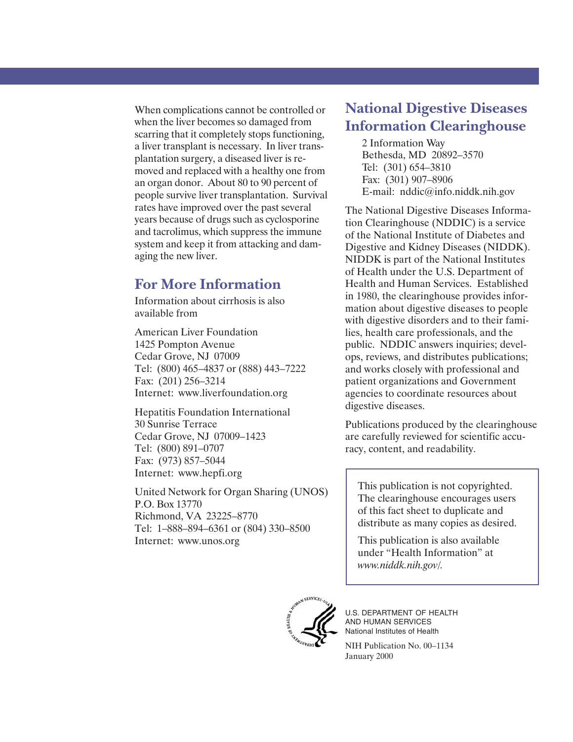When complications cannot be controlled or when the liver becomes so damaged from scarring that it completely stops functioning, a liver transplant is necessary. In liver transplantation surgery, a diseased liver is removed and replaced with a healthy one from an organ donor. About 80 to 90 percent of people survive liver transplantation. Survival rates have improved over the past several years because of drugs such as cyclosporine and tacrolimus, which suppress the immune system and keep it from attacking and damaging the new liver.

## For More Information

Information about cirrhosis is also available from

American Liver Foundation
1425 Pompton Avenue
Cedar Grove, NJ 07009
Tel: (800) 465–4837 or (888) 443–7222
Fax: (201) 256–3214
Internet: www.liverfoundation.org

Hepatitis Foundation International
30 Sunrise Terrace
Cedar Grove, NJ 07009–1423
Tel: (800) 891–0707
Fax: (973) 857–5044
Internet: www.hepfi.org

United Network for Organ Sharing (UNOS)
P.O. Box 13770
Richmond, VA 23225–8770
Tel: 1–888–894–6361 or (804) 330–8500
Internet: www.unos.org

## National Digestive Diseases Information Clearinghouse

2 Information Way
Bethesda, MD 20892–3570
Tel: (301) 654–3810
Fax: (301) 907–8906
E-mail: nddic@info.niddk.nih.gov

The National Digestive Diseases Information Clearinghouse (NDDIC) is a service of the National Institute of Diabetes and Digestive and Kidney Diseases (NIDDK). NIDDK is part of the National Institutes of Health under the U.S. Department of Health and Human Services. Established in 1980, the clearinghouse provides information about digestive diseases to people with digestive disorders and to their families, health care professionals, and the public. NDDIC answers inquiries; develops, reviews, and distributes publications; and works closely with professional and patient organizations and Government agencies to coordinate resources about digestive diseases.

Publications produced by the clearinghouse are carefully reviewed for scientific accuracy, content, and readability.

This publication is not copyrighted. The clearinghouse encourages users of this fact sheet to duplicate and distribute as many copies as desired.

This publication is also available under "Health Information" at *www.niddk.nih.gov/.*

U.S. DEPARTMENT OF HEALTH AND HUMAN SERVICES
National Institutes of Health

NIH Publication No. 00–1134
January 2000